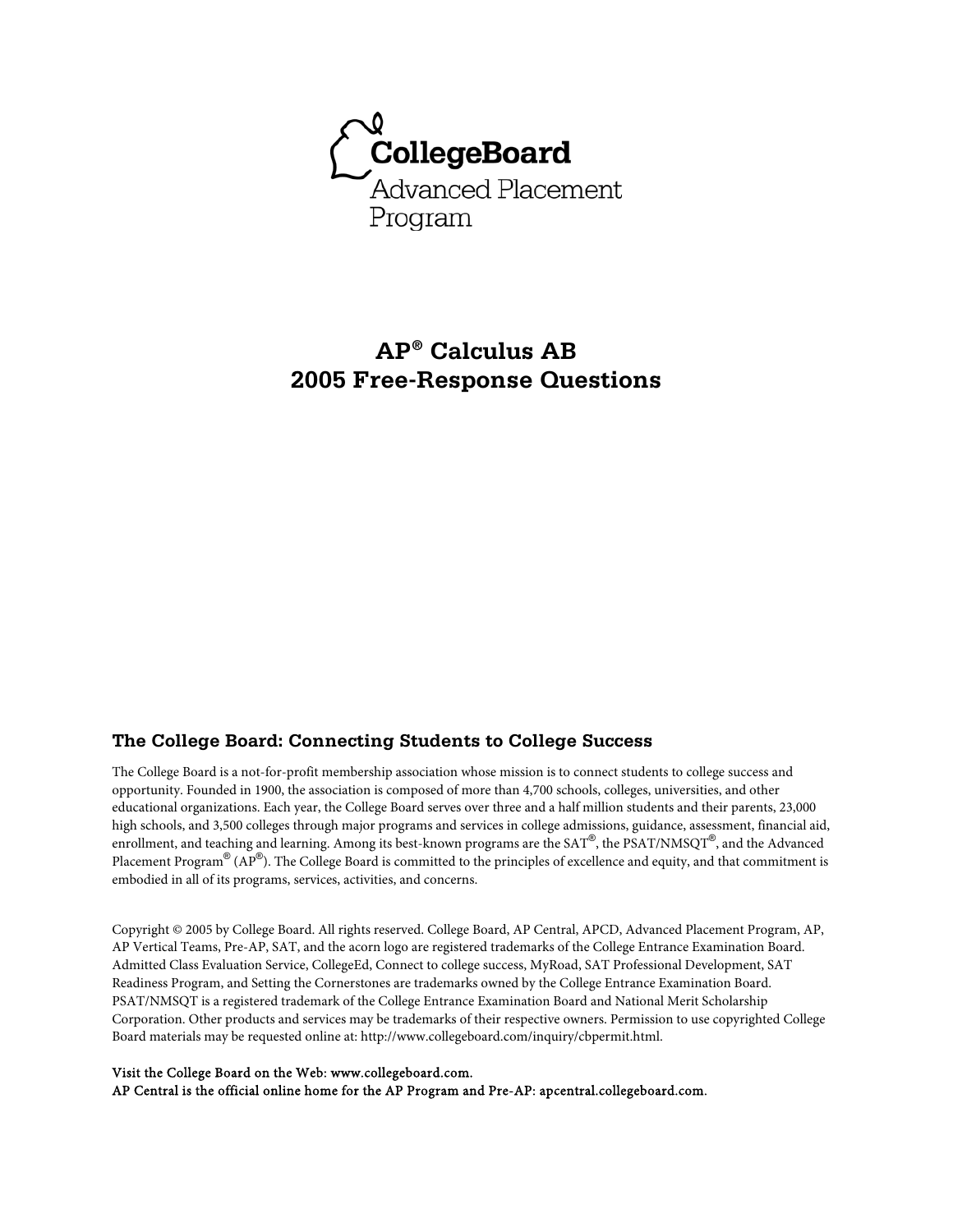CollegeBoard

Advanced Placement Program

# AP® Calculus AB 2005 Free-Response Questions

## The College Board: Connecting Students to College Success

The College Board is a not-for-profit membership association whose mission is to connect students to college success and opportunity. Founded in 1900, the association is composed of more than 4,700 schools, colleges, universities, and other educational organizations. Each year, the College Board serves over three and a half million students and their parents, 23,000 high schools, and 3,500 colleges through major programs and services in college admissions, guidance, assessment, financial aid, enrollment, and teaching and learning. Among its best-known programs are the SAT®, the PSAT/NMSQT®, and the Advanced Placement Program® (AP®). The College Board is committed to the principles of excellence and equity, and that commitment is embodied in all of its programs, services, activities, and concerns.

Copyright © 2005 by College Board. All rights reserved. College Board, AP Central, APCD, Advanced Placement Program, AP, AP Vertical Teams, Pre-AP, SAT, and the acorn logo are registered trademarks of the College Entrance Examination Board. Admitted Class Evaluation Service, CollegeEd, Connect to college success, MyRoad, SAT Professional Development, SAT Readiness Program, and Setting the Cornerstones are trademarks owned by the College Entrance Examination Board. PSAT/NMSQT is a registered trademark of the College Entrance Examination Board and National Merit Scholarship Corporation. Other products and services may be trademarks of their respective owners. Permission to use copyrighted College Board materials may be requested online at: http://www.collegeboard.com/inquiry/cbpermit.html.

Visit the College Board on the Web: www.collegeboard.com.
AP Central is the official online home for the AP Program and Pre-AP: apcentral.collegeboard.com.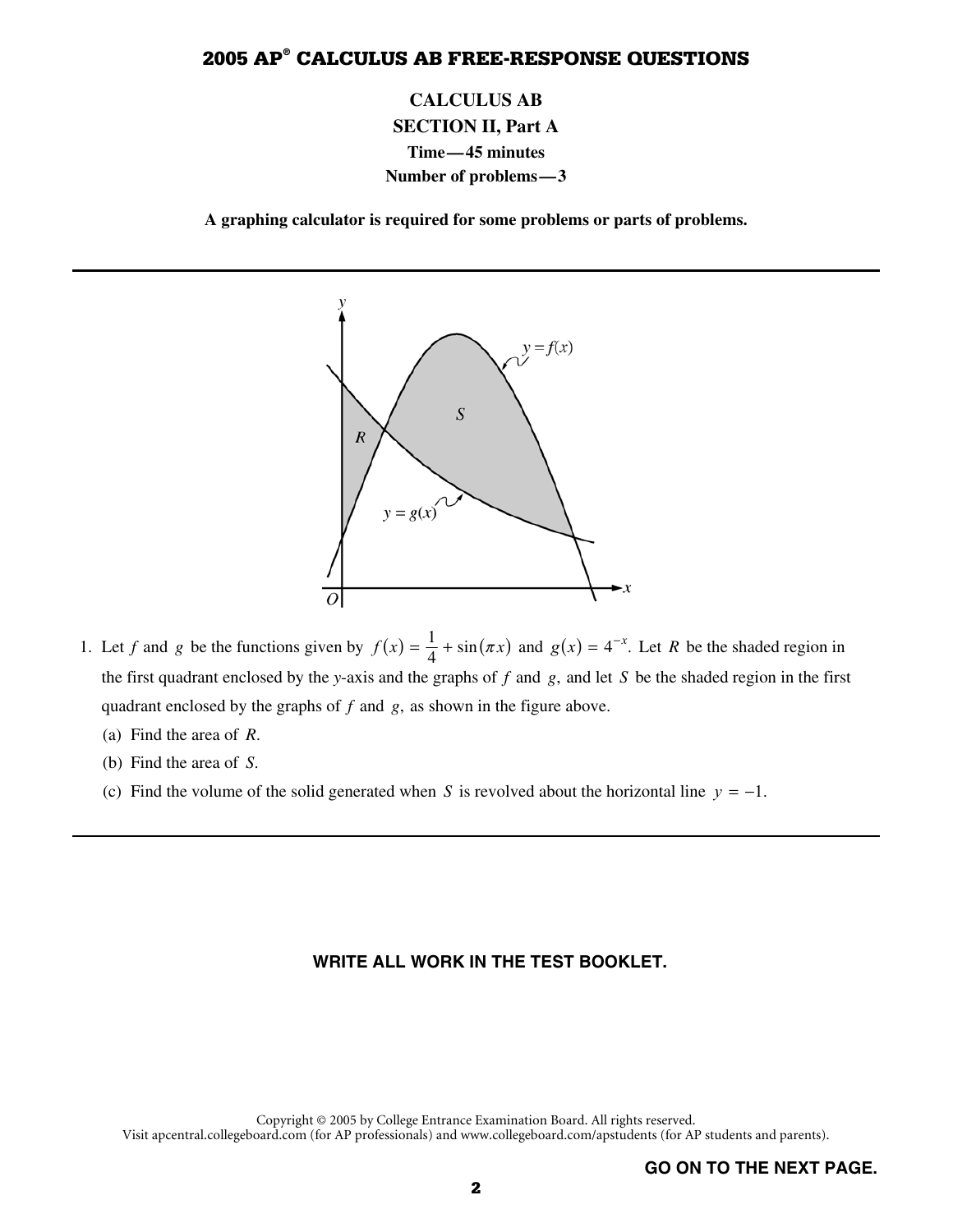## CALCULUS AB

### SECTION II, Part A

**Time—45 minutes**

**Number of problems—3**

**A graphing calculator is required for some problems or parts of problems.**

---

1. Let $f$ and $g$ be the functions given by $f(x) = \frac{1}{4} + \sin(\pi x)$ and $g(x) = 4^{-x}$. Let $R$ be the shaded region in the first quadrant enclosed by the $y$-axis and the graphs of $f$ and $g$, and let $S$ be the shaded region in the first quadrant enclosed by the graphs of $f$ and $g$, as shown in the figure above.

   (a) Find the area of $R$.

   (b) Find the area of $S$.

   (c) Find the volume of the solid generated when $S$ is revolved about the horizontal line $y = -1$.

---

**WRITE ALL WORK IN THE TEST BOOKLET.**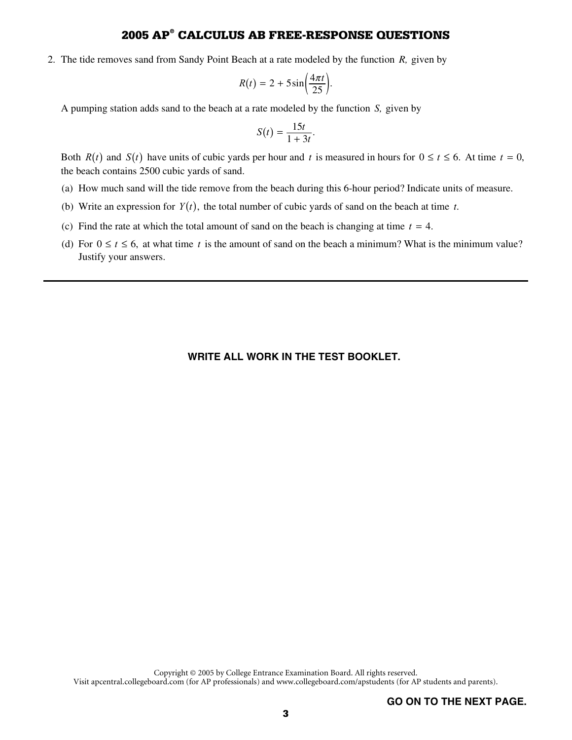## 2005 AP® CALCULUS AB FREE-RESPONSE QUESTIONS

2. The tide removes sand from Sandy Point Beach at a rate modeled by the function $R$, given by

$$R(t) = 2 + 5\sin\left(\frac{4\pi t}{25}\right).$$

A pumping station adds sand to the beach at a rate modeled by the function $S$, given by

$$S(t) = \frac{15t}{1 + 3t}.$$

Both $R(t)$ and $S(t)$ have units of cubic yards per hour and $t$ is measured in hours for $0 \le t \le 6$. At time $t = 0$, the beach contains 2500 cubic yards of sand.

(a) How much sand will the tide remove from the beach during this 6-hour period? Indicate units of measure.

(b) Write an expression for $Y(t)$, the total number of cubic yards of sand on the beach at time $t$.

(c) Find the rate at which the total amount of sand on the beach is changing at time $t = 4$.

(d) For $0 \le t \le 6$, at what time $t$ is the amount of sand on the beach a minimum? What is the minimum value? Justify your answers.

---

**WRITE ALL WORK IN THE TEST BOOKLET.**

Copyright © 2005 by College Entrance Examination Board. All rights reserved.
Visit apcentral.collegeboard.com (for AP professionals) and www.collegeboard.com/apstudents (for AP students and parents).

**GO ON TO THE NEXT PAGE.**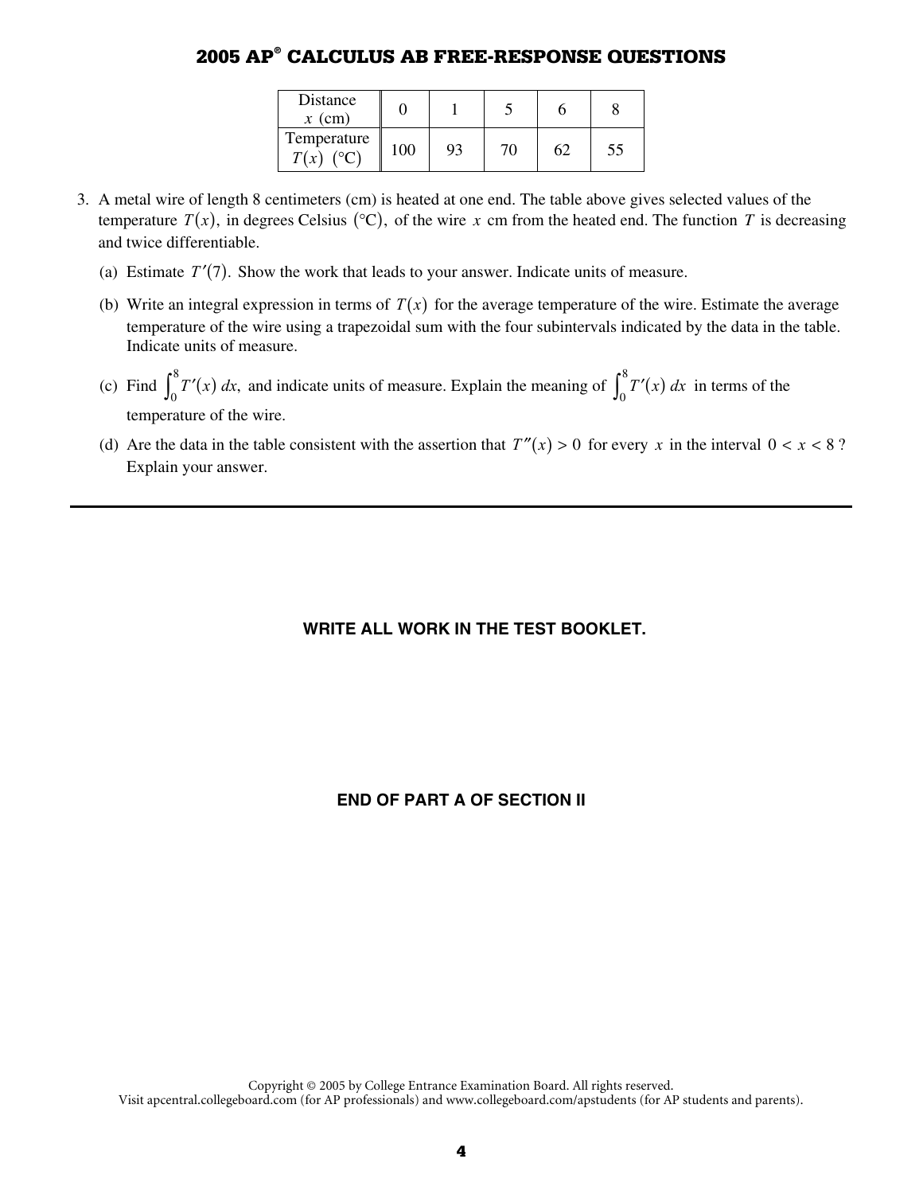| Distance $x$ (cm) | 0 | 1 | 5 | 6 | 8 |
|---|---|---|---|---|---|
| Temperature $T(x)$ (°C) | 100 | 93 | 70 | 62 | 55 |

3. A metal wire of length 8 centimeters (cm) is heated at one end. The table above gives selected values of the temperature $T(x)$, in degrees Celsius (°C), of the wire $x$ cm from the heated end. The function $T$ is decreasing and twice differentiable.

   (a) Estimate $T'(7)$. Show the work that leads to your answer. Indicate units of measure.

   (b) Write an integral expression in terms of $T(x)$ for the average temperature of the wire. Estimate the average temperature of the wire using a trapezoidal sum with the four subintervals indicated by the data in the table. Indicate units of measure.

   (c) Find $\int_0^8 T'(x)\,dx$, and indicate units of measure. Explain the meaning of $\int_0^8 T'(x)\,dx$ in terms of the temperature of the wire.

   (d) Are the data in the table consistent with the assertion that $T''(x) > 0$ for every $x$ in the interval $0 < x < 8$? Explain your answer.

---

**WRITE ALL WORK IN THE TEST BOOKLET.**

**END OF PART A OF SECTION II**

Copyright © 2005 by College Entrance Examination Board. All rights reserved.
Visit apcentral.collegeboard.com (for AP professionals) and www.collegeboard.com/apstudents (for AP students and parents).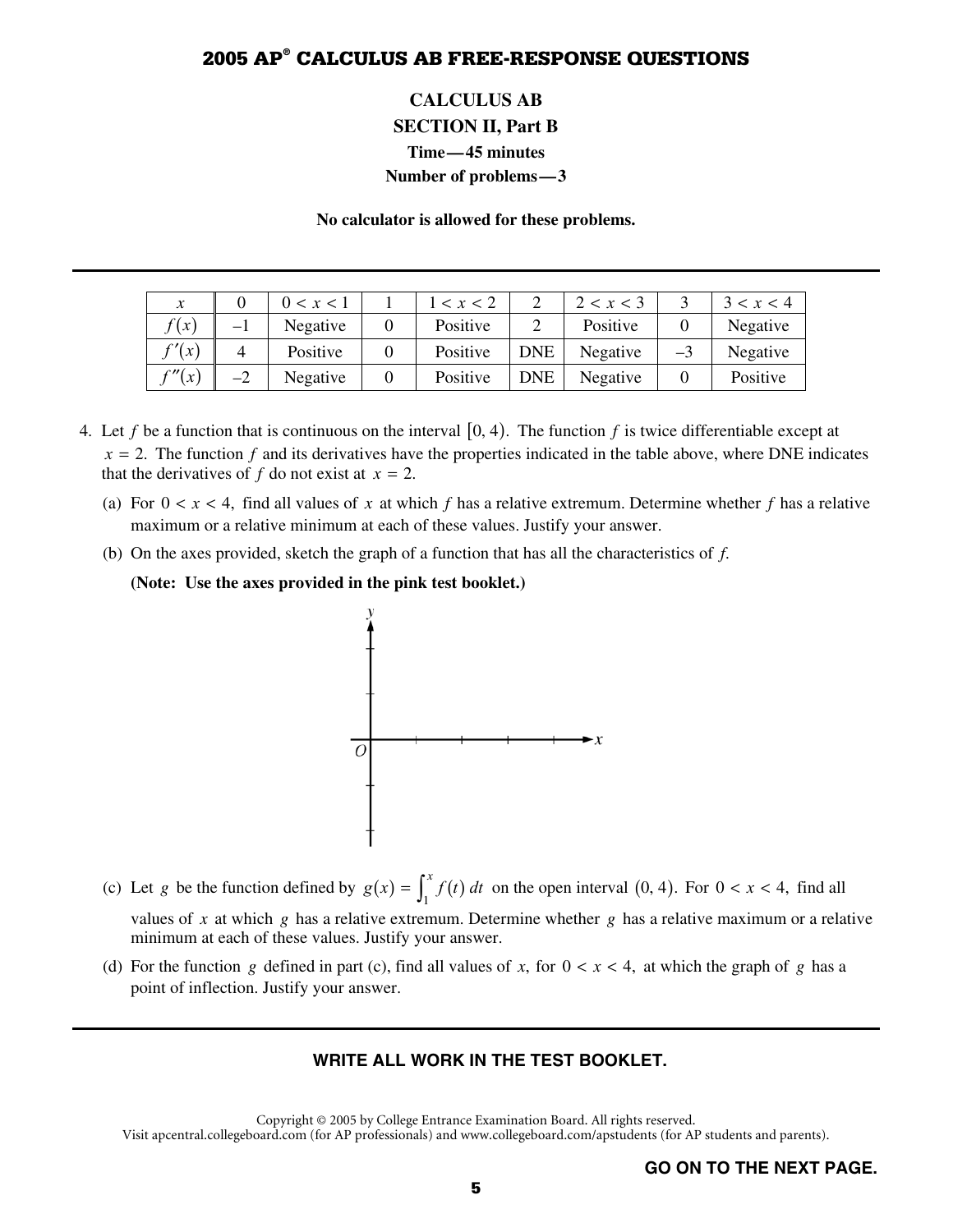# 2005 AP® CALCULUS AB FREE-RESPONSE QUESTIONS

## CALCULUS AB

### SECTION II, Part B

**Time—45 minutes**

**Number of problems—3**

**No calculator is allowed for these problems.**

| $x$ | 0 | $0 < x < 1$ | 1 | $1 < x < 2$ | 2 | $2 < x < 3$ | 3 | $3 < x < 4$ |
|---|---|---|---|---|---|---|---|---|
| $f(x)$ | $-1$ | Negative | 0 | Positive | 2 | Positive | 0 | Negative |
| $f'(x)$ | 4 | Positive | 0 | Positive | DNE | Negative | $-3$ | Negative |
| $f''(x)$ | $-2$ | Negative | 0 | Positive | DNE | Negative | 0 | Positive |

4. Let $f$ be a function that is continuous on the interval $[0, 4)$. The function $f$ is twice differentiable except at $x = 2$. The function $f$ and its derivatives have the properties indicated in the table above, where DNE indicates that the derivatives of $f$ do not exist at $x = 2$.

   (a) For $0 < x < 4$, find all values of $x$ at which $f$ has a relative extremum. Determine whether $f$ has a relative maximum or a relative minimum at each of these values. Justify your answer.

   (b) On the axes provided, sketch the graph of a function that has all the characteristics of $f$.

   **(Note: Use the axes provided in the pink test booklet.)**

   (c) Let $g$ be the function defined by $g(x) = \int_1^x f(t)\,dt$ on the open interval $(0, 4)$. For $0 < x < 4$, find all values of $x$ at which $g$ has a relative extremum. Determine whether $g$ has a relative maximum or a relative minimum at each of these values. Justify your answer.

   (d) For the function $g$ defined in part (c), find all values of $x$, for $0 < x < 4$, at which the graph of $g$ has a point of inflection. Justify your answer.

**WRITE ALL WORK IN THE TEST BOOKLET.**

Copyright © 2005 by College Entrance Examination Board. All rights reserved.
Visit apcentral.collegeboard.com (for AP professionals) and www.collegeboard.com/apstudents (for AP students and parents).

**GO ON TO THE NEXT PAGE.**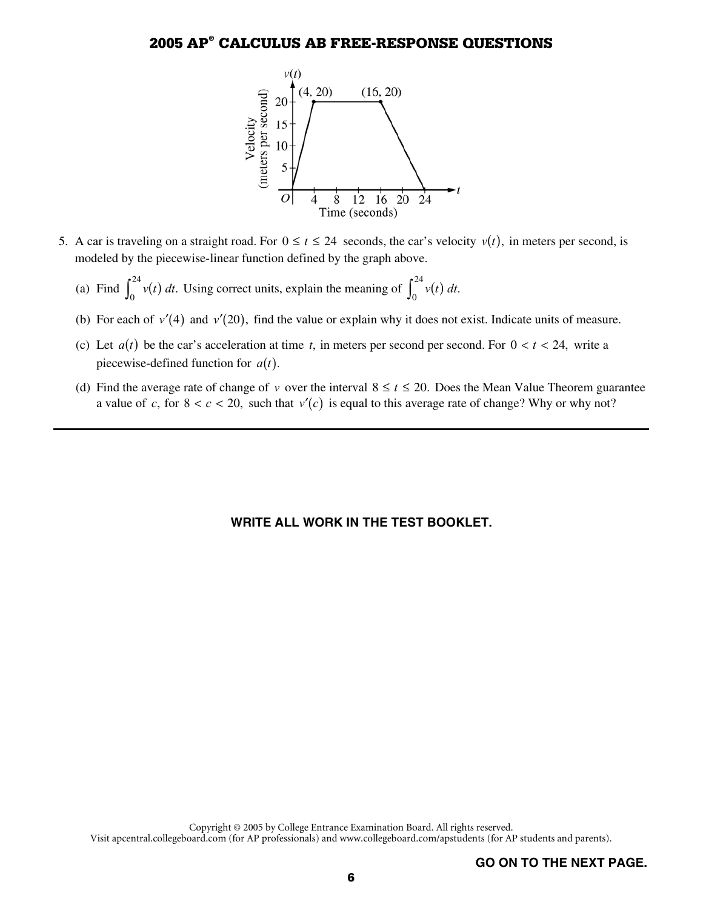5. A car is traveling on a straight road. For $0 \le t \le 24$ seconds, the car's velocity $v(t)$, in meters per second, is modeled by the piecewise-linear function defined by the graph above.

   (a) Find $\int_0^{24} v(t)\,dt$. Using correct units, explain the meaning of $\int_0^{24} v(t)\,dt$.

   (b) For each of $v'(4)$ and $v'(20)$, find the value or explain why it does not exist. Indicate units of measure.

   (c) Let $a(t)$ be the car's acceleration at time $t$, in meters per second per second. For $0 < t < 24$, write a piecewise-defined function for $a(t)$.

   (d) Find the average rate of change of $v$ over the interval $8 \le t \le 20$. Does the Mean Value Theorem guarantee a value of $c$, for $8 < c < 20$, such that $v'(c)$ is equal to this average rate of change? Why or why not?

**WRITE ALL WORK IN THE TEST BOOKLET.**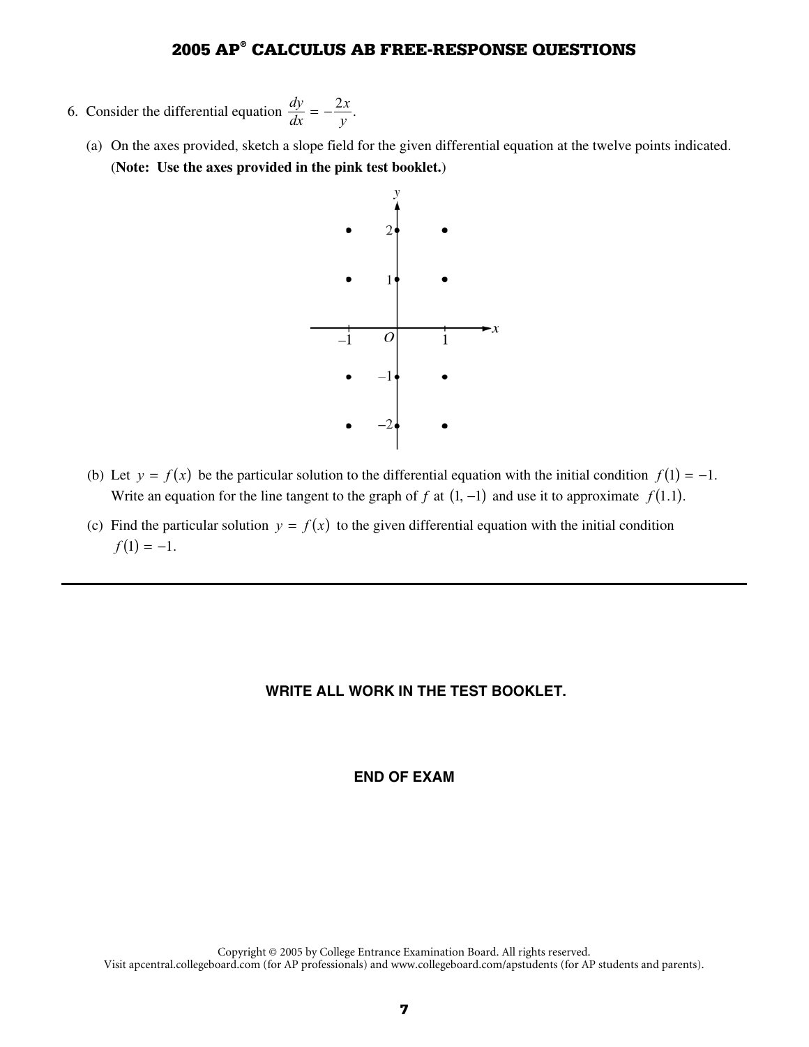## 2005 AP® CALCULUS AB FREE-RESPONSE QUESTIONS

6. Consider the differential equation $\frac{dy}{dx} = -\frac{2x}{y}$.

   (a) On the axes provided, sketch a slope field for the given differential equation at the twelve points indicated. (**Note: Use the axes provided in the pink test booklet.**)

   y

   2

   1

   –1 O 1 x

   –1

   –2

   (b) Let $y = f(x)$ be the particular solution to the differential equation with the initial condition $f(1) = -1$. Write an equation for the line tangent to the graph of $f$ at $(1, -1)$ and use it to approximate $f(1.1)$.

   (c) Find the particular solution $y = f(x)$ to the given differential equation with the initial condition $f(1) = -1$.

---

**WRITE ALL WORK IN THE TEST BOOKLET.**

**END OF EXAM**

Copyright © 2005 by College Entrance Examination Board. All rights reserved.
Visit apcentral.collegeboard.com (for AP professionals) and www.collegeboard.com/apstudents (for AP students and parents).